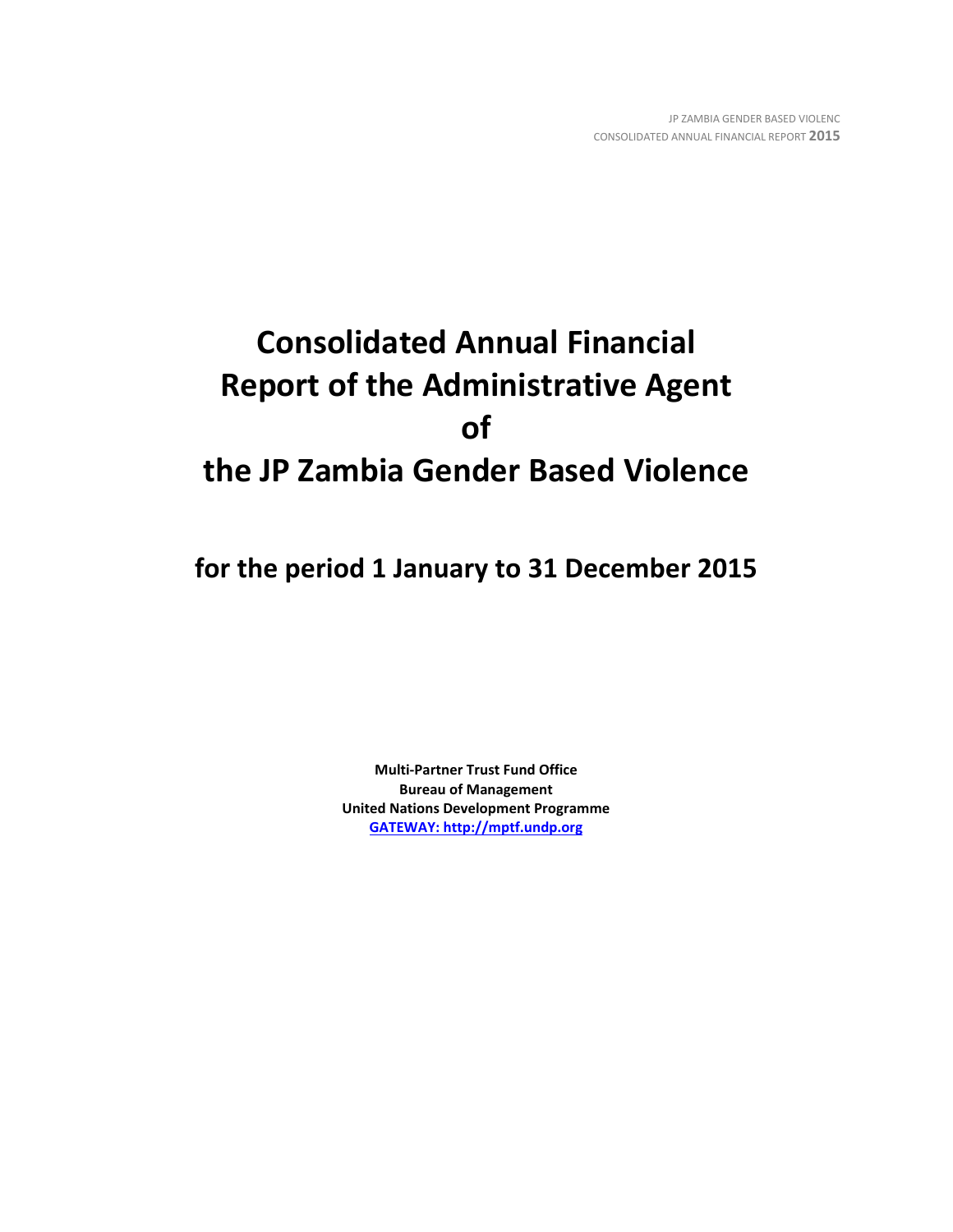# Consolidated Annual Financial Report of the Administrative Agent of the JP Zambia Gender Based Violence

## for the period 1 January to 31 December 2015

**Multi-Partner Trust Fund Office**
**Bureau of Management**
**United Nations Development Programme**
**GATEWAY: http://mptf.undp.org**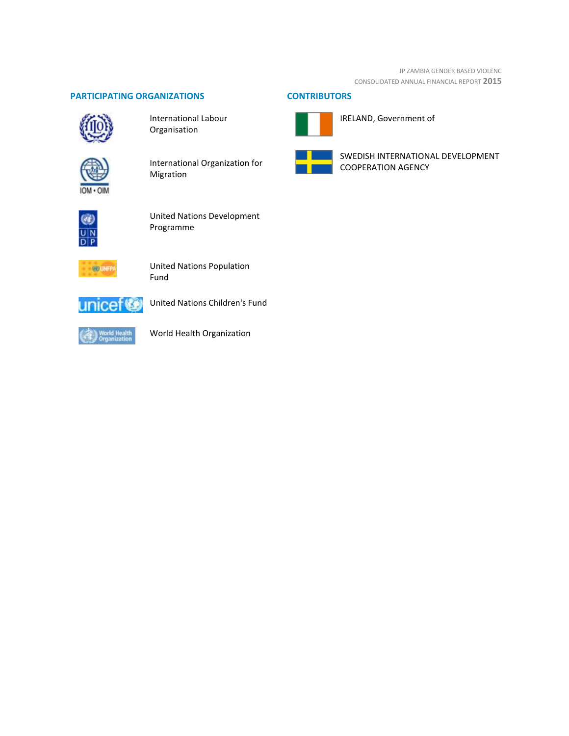## PARTICIPATING ORGANIZATIONS

International Labour Organisation

International Organization for Migration

United Nations Development Programme

United Nations Population Fund

United Nations Children's Fund

World Health Organization

## CONTRIBUTORS

IRELAND, Government of

SWEDISH INTERNATIONAL DEVELOPMENT COOPERATION AGENCY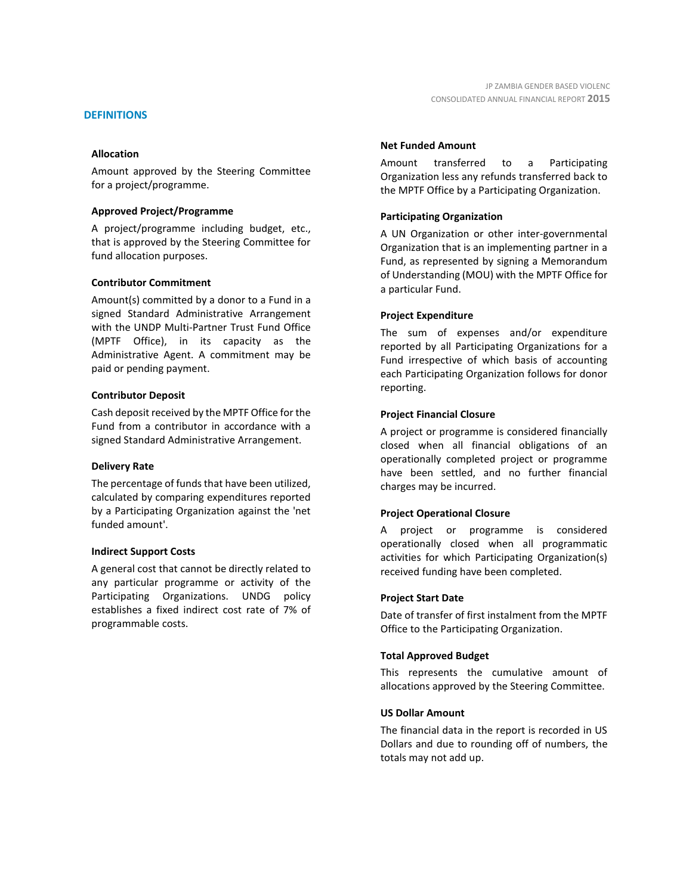## DEFINITIONS

### Allocation

Amount approved by the Steering Committee for a project/programme.

### Approved Project/Programme

A project/programme including budget, etc., that is approved by the Steering Committee for fund allocation purposes.

### Contributor Commitment

Amount(s) committed by a donor to a Fund in a signed Standard Administrative Arrangement with the UNDP Multi-Partner Trust Fund Office (MPTF Office), in its capacity as the Administrative Agent. A commitment may be paid or pending payment.

### Contributor Deposit

Cash deposit received by the MPTF Office for the Fund from a contributor in accordance with a signed Standard Administrative Arrangement.

### Delivery Rate

The percentage of funds that have been utilized, calculated by comparing expenditures reported by a Participating Organization against the 'net funded amount'.

### Indirect Support Costs

A general cost that cannot be directly related to any particular programme or activity of the Participating Organizations. UNDG policy establishes a fixed indirect cost rate of 7% of programmable costs.

### Net Funded Amount

Amount transferred to a Participating Organization less any refunds transferred back to the MPTF Office by a Participating Organization.

### Participating Organization

A UN Organization or other inter-governmental Organization that is an implementing partner in a Fund, as represented by signing a Memorandum of Understanding (MOU) with the MPTF Office for a particular Fund.

### Project Expenditure

The sum of expenses and/or expenditure reported by all Participating Organizations for a Fund irrespective of which basis of accounting each Participating Organization follows for donor reporting.

### Project Financial Closure

A project or programme is considered financially closed when all financial obligations of an operationally completed project or programme have been settled, and no further financial charges may be incurred.

### Project Operational Closure

A project or programme is considered operationally closed when all programmatic activities for which Participating Organization(s) received funding have been completed.

### Project Start Date

Date of transfer of first instalment from the MPTF Office to the Participating Organization.

### Total Approved Budget

This represents the cumulative amount of allocations approved by the Steering Committee.

### US Dollar Amount

The financial data in the report is recorded in US Dollars and due to rounding off of numbers, the totals may not add up.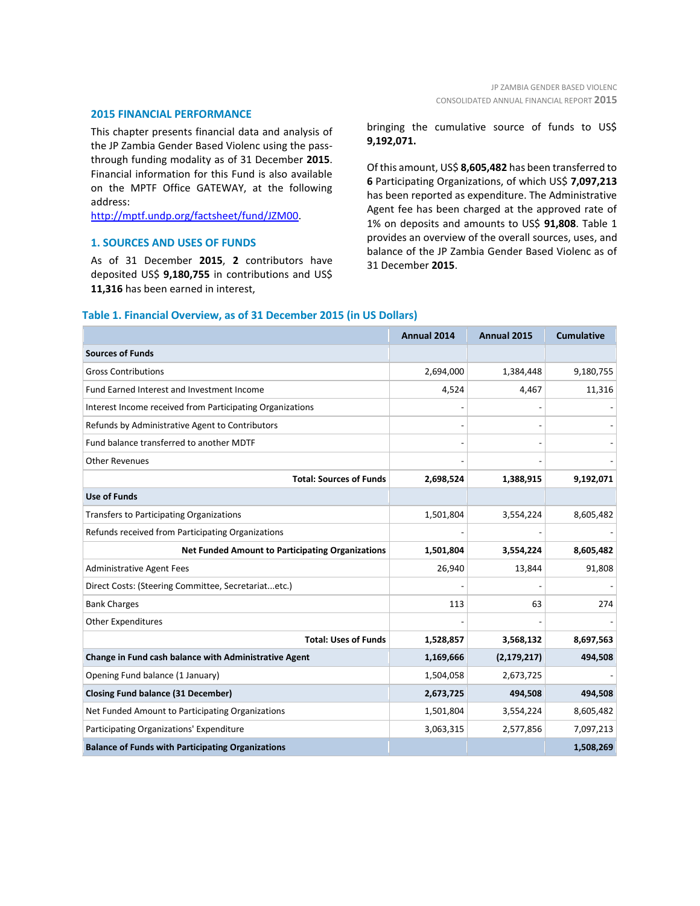## 2015 FINANCIAL PERFORMANCE

This chapter presents financial data and analysis of the JP Zambia Gender Based Violenc using the pass-through funding modality as of 31 December **2015**. Financial information for this Fund is also available on the MPTF Office GATEWAY, at the following address: http://mptf.undp.org/factsheet/fund/JZM00.

### 1. SOURCES AND USES OF FUNDS

As of 31 December **2015**, **2** contributors have deposited US$ **9,180,755** in contributions and US$ **11,316** has been earned in interest, bringing the cumulative source of funds to US$ **9,192,071.**

Of this amount, US$ **8,605,482** has been transferred to **6** Participating Organizations, of which US$ **7,097,213** has been reported as expenditure. The Administrative Agent fee has been charged at the approved rate of 1% on deposits and amounts to US$ **91,808**. Table 1 provides an overview of the overall sources, uses, and balance of the JP Zambia Gender Based Violenc as of 31 December **2015**.

**Table 1. Financial Overview, as of 31 December 2015 (in US Dollars)**

| | Annual 2014 | Annual 2015 | Cumulative |
|---|---|---|---|
| **Sources of Funds** | | | |
| Gross Contributions | 2,694,000 | 1,384,448 | 9,180,755 |
| Fund Earned Interest and Investment Income | 4,524 | 4,467 | 11,316 |
| Interest Income received from Participating Organizations | - | - | - |
| Refunds by Administrative Agent to Contributors | - | - | - |
| Fund balance transferred to another MDTF | - | - | - |
| Other Revenues | - | - | - |
| **Total: Sources of Funds** | **2,698,524** | **1,388,915** | **9,192,071** |
| **Use of Funds** | | | |
| Transfers to Participating Organizations | 1,501,804 | 3,554,224 | 8,605,482 |
| Refunds received from Participating Organizations | - | - | - |
| **Net Funded Amount to Participating Organizations** | **1,501,804** | **3,554,224** | **8,605,482** |
| Administrative Agent Fees | 26,940 | 13,844 | 91,808 |
| Direct Costs: (Steering Committee, Secretariat...etc.) | - | - | - |
| Bank Charges | 113 | 63 | 274 |
| Other Expenditures | - | - | - |
| **Total: Uses of Funds** | **1,528,857** | **3,568,132** | **8,697,563** |
| **Change in Fund cash balance with Administrative Agent** | **1,169,666** | **(2,179,217)** | **494,508** |
| Opening Fund balance (1 January) | 1,504,058 | 2,673,725 | - |
| **Closing Fund balance (31 December)** | **2,673,725** | **494,508** | **494,508** |
| Net Funded Amount to Participating Organizations | 1,501,804 | 3,554,224 | 8,605,482 |
| Participating Organizations' Expenditure | 3,063,315 | 2,577,856 | 7,097,213 |
| **Balance of Funds with Participating Organizations** | | | **1,508,269** |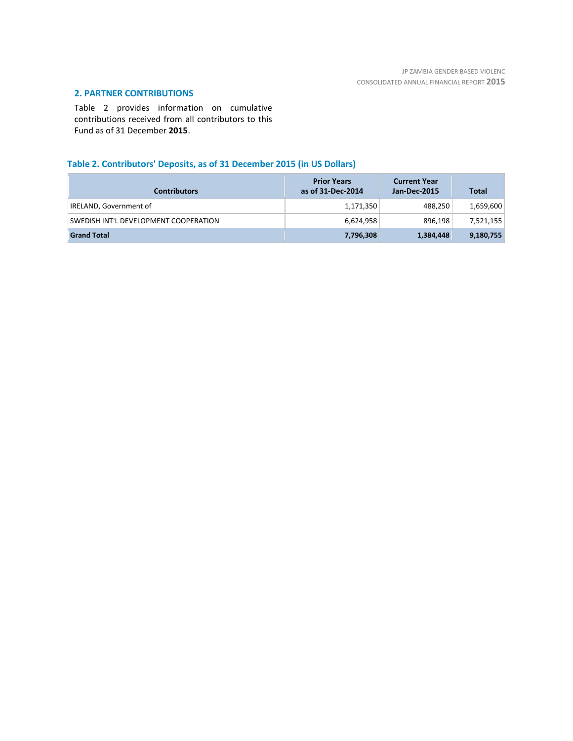## 2. PARTNER CONTRIBUTIONS

Table 2 provides information on cumulative contributions received from all contributors to this Fund as of 31 December **2015**.

### Table 2. Contributors' Deposits, as of 31 December 2015 (in US Dollars)

| Contributors | Prior Years as of 31-Dec-2014 | Current Year Jan-Dec-2015 | Total |
|---|---|---|---|
| IRELAND, Government of | 1,171,350 | 488,250 | 1,659,600 |
| SWEDISH INT'L DEVELOPMENT COOPERATION | 6,624,958 | 896,198 | 7,521,155 |
| **Grand Total** | **7,796,308** | **1,384,448** | **9,180,755** |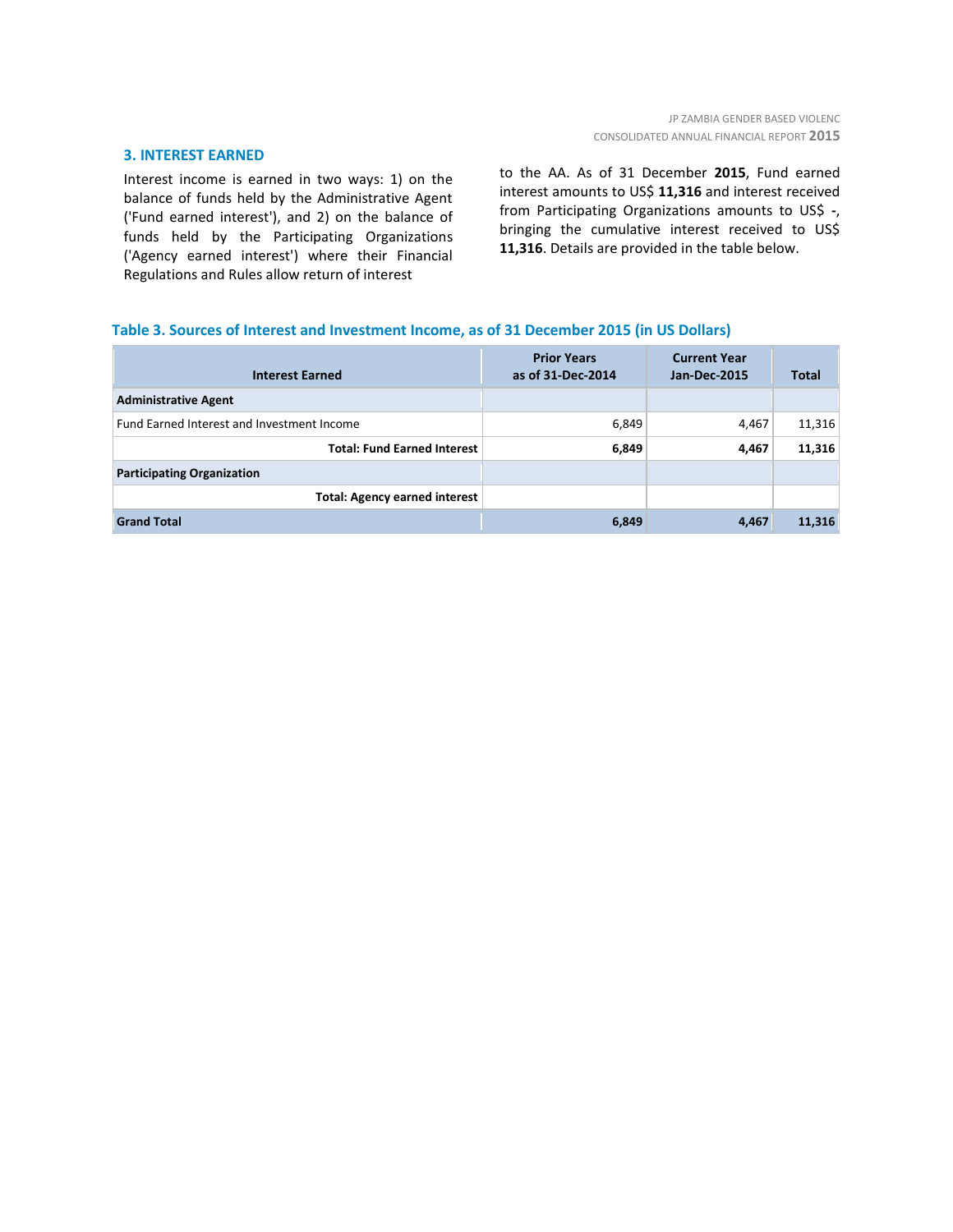## 3. INTEREST EARNED

Interest income is earned in two ways: 1) on the balance of funds held by the Administrative Agent ('Fund earned interest'), and 2) on the balance of funds held by the Participating Organizations ('Agency earned interest') where their Financial Regulations and Rules allow return of interest to the AA. As of 31 December **2015**, Fund earned interest amounts to US$ **11,316** and interest received from Participating Organizations amounts to US$ **-**, bringing the cumulative interest received to US$ **11,316**. Details are provided in the table below.

### Table 3. Sources of Interest and Investment Income, as of 31 December 2015 (in US Dollars)

| Interest Earned | Prior Years as of 31-Dec-2014 | Current Year Jan-Dec-2015 | Total |
|---|---|---|---|
| **Administrative Agent** | | | |
| Fund Earned Interest and Investment Income | 6,849 | 4,467 | 11,316 |
| **Total: Fund Earned Interest** | **6,849** | **4,467** | **11,316** |
| **Participating Organization** | | | |
| **Total: Agency earned interest** | | | |
| **Grand Total** | **6,849** | **4,467** | **11,316** |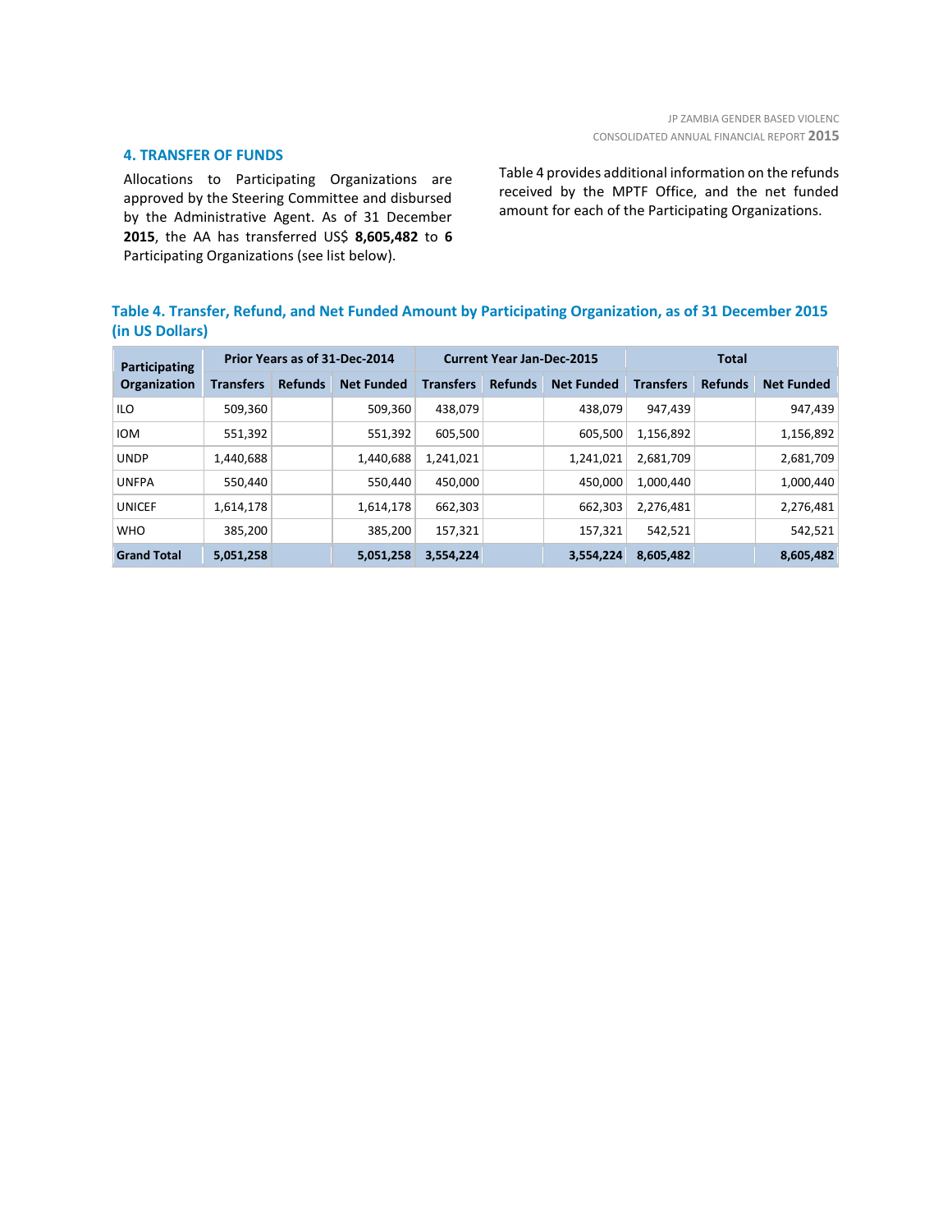## 4. TRANSFER OF FUNDS

Allocations to Participating Organizations are approved by the Steering Committee and disbursed by the Administrative Agent. As of 31 December **2015**, the AA has transferred US$ **8,605,482** to **6** Participating Organizations (see list below).

Table 4 provides additional information on the refunds received by the MPTF Office, and the net funded amount for each of the Participating Organizations.

**Table 4. Transfer, Refund, and Net Funded Amount by Participating Organization, as of 31 December 2015 (in US Dollars)**

| Participating Organization | Prior Years as of 31-Dec-2014 | | | Current Year Jan-Dec-2015 | | | Total | | |
|---|---|---|---|---|---|---|---|---|---|
| | Transfers | Refunds | Net Funded | Transfers | Refunds | Net Funded | Transfers | Refunds | Net Funded |
| ILO | 509,360 | | 509,360 | 438,079 | | 438,079 | 947,439 | | 947,439 |
| IOM | 551,392 | | 551,392 | 605,500 | | 605,500 | 1,156,892 | | 1,156,892 |
| UNDP | 1,440,688 | | 1,440,688 | 1,241,021 | | 1,241,021 | 2,681,709 | | 2,681,709 |
| UNFPA | 550,440 | | 550,440 | 450,000 | | 450,000 | 1,000,440 | | 1,000,440 |
| UNICEF | 1,614,178 | | 1,614,178 | 662,303 | | 662,303 | 2,276,481 | | 2,276,481 |
| WHO | 385,200 | | 385,200 | 157,321 | | 157,321 | 542,521 | | 542,521 |
| **Grand Total** | **5,051,258** | | **5,051,258** | **3,554,224** | | **3,554,224** | **8,605,482** | | **8,605,482** |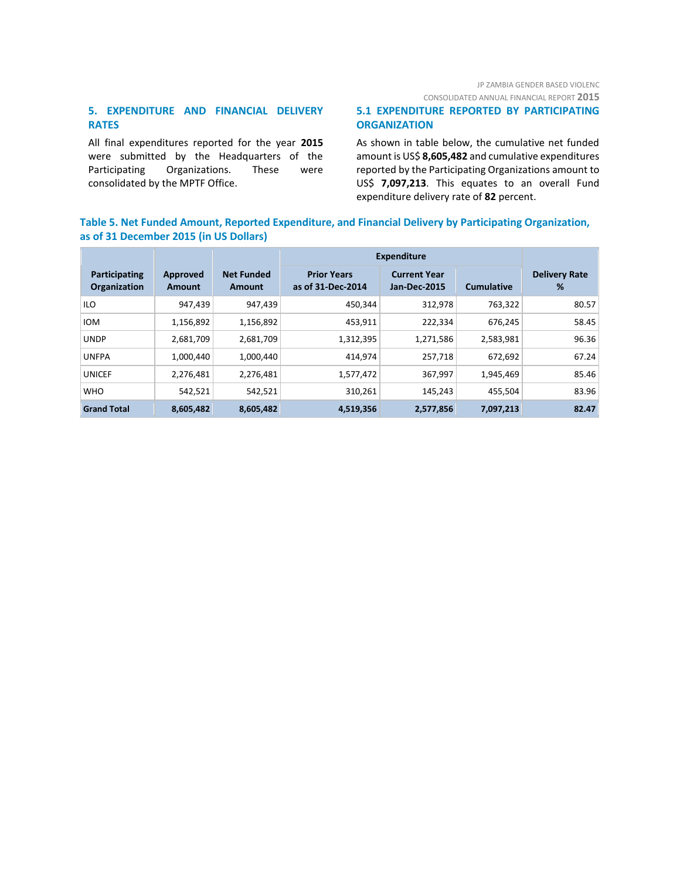## 5. EXPENDITURE AND FINANCIAL DELIVERY RATES

All final expenditures reported for the year **2015** were submitted by the Headquarters of the Participating Organizations. These were consolidated by the MPTF Office.

### 5.1 EXPENDITURE REPORTED BY PARTICIPATING ORGANIZATION

As shown in table below, the cumulative net funded amount is US$ **8,605,482** and cumulative expenditures reported by the Participating Organizations amount to US$ **7,097,213**. This equates to an overall Fund expenditure delivery rate of **82** percent.

**Table 5. Net Funded Amount, Reported Expenditure, and Financial Delivery by Participating Organization, as of 31 December 2015 (in US Dollars)**

| Participating Organization | Approved Amount | Net Funded Amount | Expenditure | | | Delivery Rate % |
|---|---|---|---|---|---|---|
| | | | Prior Years as of 31-Dec-2014 | Current Year Jan-Dec-2015 | Cumulative | |
| ILO | 947,439 | 947,439 | 450,344 | 312,978 | 763,322 | 80.57 |
| IOM | 1,156,892 | 1,156,892 | 453,911 | 222,334 | 676,245 | 58.45 |
| UNDP | 2,681,709 | 2,681,709 | 1,312,395 | 1,271,586 | 2,583,981 | 96.36 |
| UNFPA | 1,000,440 | 1,000,440 | 414,974 | 257,718 | 672,692 | 67.24 |
| UNICEF | 2,276,481 | 2,276,481 | 1,577,472 | 367,997 | 1,945,469 | 85.46 |
| WHO | 542,521 | 542,521 | 310,261 | 145,243 | 455,504 | 83.96 |
| **Grand Total** | **8,605,482** | **8,605,482** | **4,519,356** | **2,577,856** | **7,097,213** | **82.47** |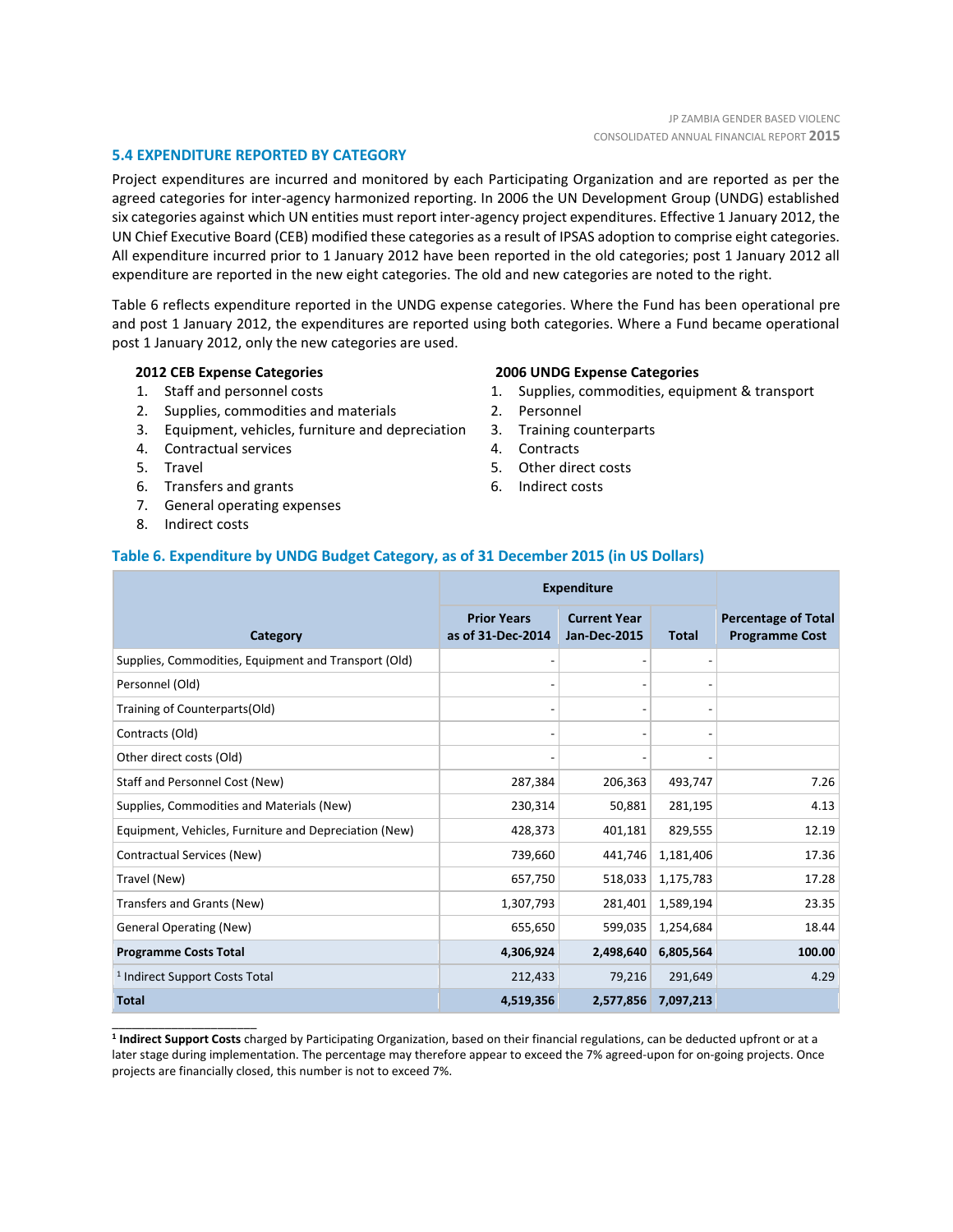### 5.4 EXPENDITURE REPORTED BY CATEGORY

Project expenditures are incurred and monitored by each Participating Organization and are reported as per the agreed categories for inter-agency harmonized reporting. In 2006 the UN Development Group (UNDG) established six categories against which UN entities must report inter-agency project expenditures. Effective 1 January 2012, the UN Chief Executive Board (CEB) modified these categories as a result of IPSAS adoption to comprise eight categories. All expenditure incurred prior to 1 January 2012 have been reported in the old categories; post 1 January 2012 all expenditure are reported in the new eight categories. The old and new categories are noted to the right.

Table 6 reflects expenditure reported in the UNDG expense categories. Where the Fund has been operational pre and post 1 January 2012, the expenditures are reported using both categories. Where a Fund became operational post 1 January 2012, only the new categories are used.

**2012 CEB Expense Categories**

1. Staff and personnel costs
2. Supplies, commodities and materials
3. Equipment, vehicles, furniture and depreciation
4. Contractual services
5. Travel
6. Transfers and grants
7. General operating expenses
8. Indirect costs

**2006 UNDG Expense Categories**

1. Supplies, commodities, equipment & transport
2. Personnel
3. Training counterparts
4. Contracts
5. Other direct costs
6. Indirect costs

**Table 6. Expenditure by UNDG Budget Category, as of 31 December 2015 (in US Dollars)**

| Category | Expenditure | | | Percentage of Total Programme Cost |
|---|---|---|---|---|
| | Prior Years as of 31-Dec-2014 | Current Year Jan-Dec-2015 | Total | |
| Supplies, Commodities, Equipment and Transport (Old) | - | - | - | |
| Personnel (Old) | - | - | - | |
| Training of Counterparts(Old) | - | - | - | |
| Contracts (Old) | - | - | - | |
| Other direct costs (Old) | - | - | - | |
| Staff and Personnel Cost (New) | 287,384 | 206,363 | 493,747 | 7.26 |
| Supplies, Commodities and Materials (New) | 230,314 | 50,881 | 281,195 | 4.13 |
| Equipment, Vehicles, Furniture and Depreciation (New) | 428,373 | 401,181 | 829,555 | 12.19 |
| Contractual Services (New) | 739,660 | 441,746 | 1,181,406 | 17.36 |
| Travel (New) | 657,750 | 518,033 | 1,175,783 | 17.28 |
| Transfers and Grants (New) | 1,307,793 | 281,401 | 1,589,194 | 23.35 |
| General Operating (New) | 655,650 | 599,035 | 1,254,684 | 18.44 |
| **Programme Costs Total** | **4,306,924** | **2,498,640** | **6,805,564** | **100.00** |
| [1] Indirect Support Costs Total | 212,433 | 79,216 | 291,649 | 4.29 |
| **Total** | **4,519,356** | **2,577,856** | **7,097,213** | |

[1] **Indirect Support Costs** charged by Participating Organization, based on their financial regulations, can be deducted upfront or at a later stage during implementation. The percentage may therefore appear to exceed the 7% agreed-upon for on-going projects. Once projects are financially closed, this number is not to exceed 7%.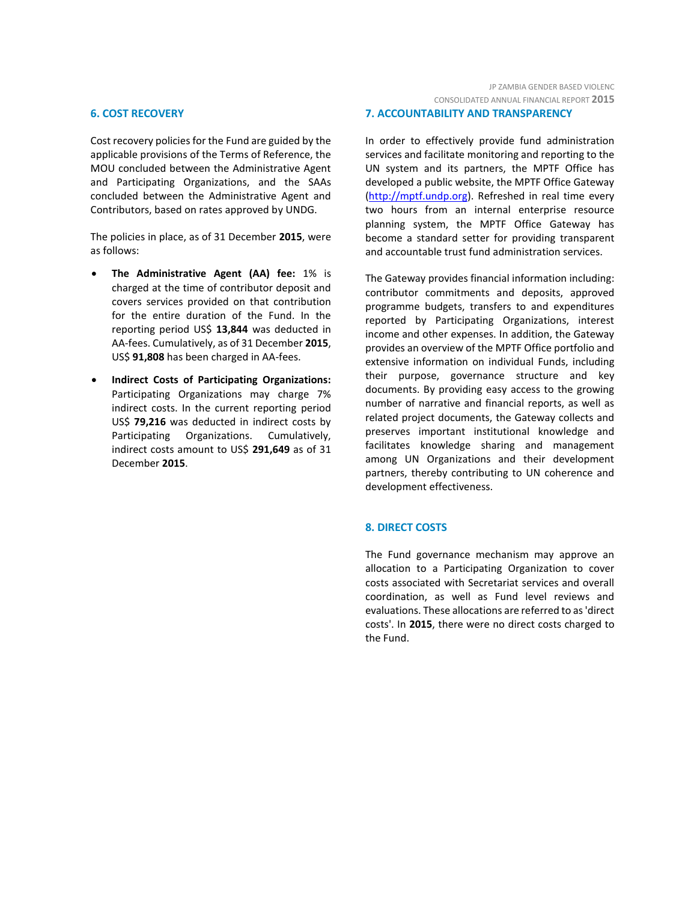## 6. COST RECOVERY

Cost recovery policies for the Fund are guided by the applicable provisions of the Terms of Reference, the MOU concluded between the Administrative Agent and Participating Organizations, and the SAAs concluded between the Administrative Agent and Contributors, based on rates approved by UNDG.

The policies in place, as of 31 December **2015**, were as follows:

- **The Administrative Agent (AA) fee:** 1% is charged at the time of contributor deposit and covers services provided on that contribution for the entire duration of the Fund. In the reporting period US$ **13,844** was deducted in AA-fees. Cumulatively, as of 31 December **2015**, US$ **91,808** has been charged in AA-fees.
- **Indirect Costs of Participating Organizations:** Participating Organizations may charge 7% indirect costs. In the current reporting period US$ **79,216** was deducted in indirect costs by Participating Organizations. Cumulatively, indirect costs amount to US$ **291,649** as of 31 December **2015**.

## 7. ACCOUNTABILITY AND TRANSPARENCY

In order to effectively provide fund administration services and facilitate monitoring and reporting to the UN system and its partners, the MPTF Office has developed a public website, the MPTF Office Gateway (http://mptf.undp.org). Refreshed in real time every two hours from an internal enterprise resource planning system, the MPTF Office Gateway has become a standard setter for providing transparent and accountable trust fund administration services.

The Gateway provides financial information including: contributor commitments and deposits, approved programme budgets, transfers to and expenditures reported by Participating Organizations, interest income and other expenses. In addition, the Gateway provides an overview of the MPTF Office portfolio and extensive information on individual Funds, including their purpose, governance structure and key documents. By providing easy access to the growing number of narrative and financial reports, as well as related project documents, the Gateway collects and preserves important institutional knowledge and facilitates knowledge sharing and management among UN Organizations and their development partners, thereby contributing to UN coherence and development effectiveness.

## 8. DIRECT COSTS

The Fund governance mechanism may approve an allocation to a Participating Organization to cover costs associated with Secretariat services and overall coordination, as well as Fund level reviews and evaluations. These allocations are referred to as 'direct costs'. In **2015**, there were no direct costs charged to the Fund.